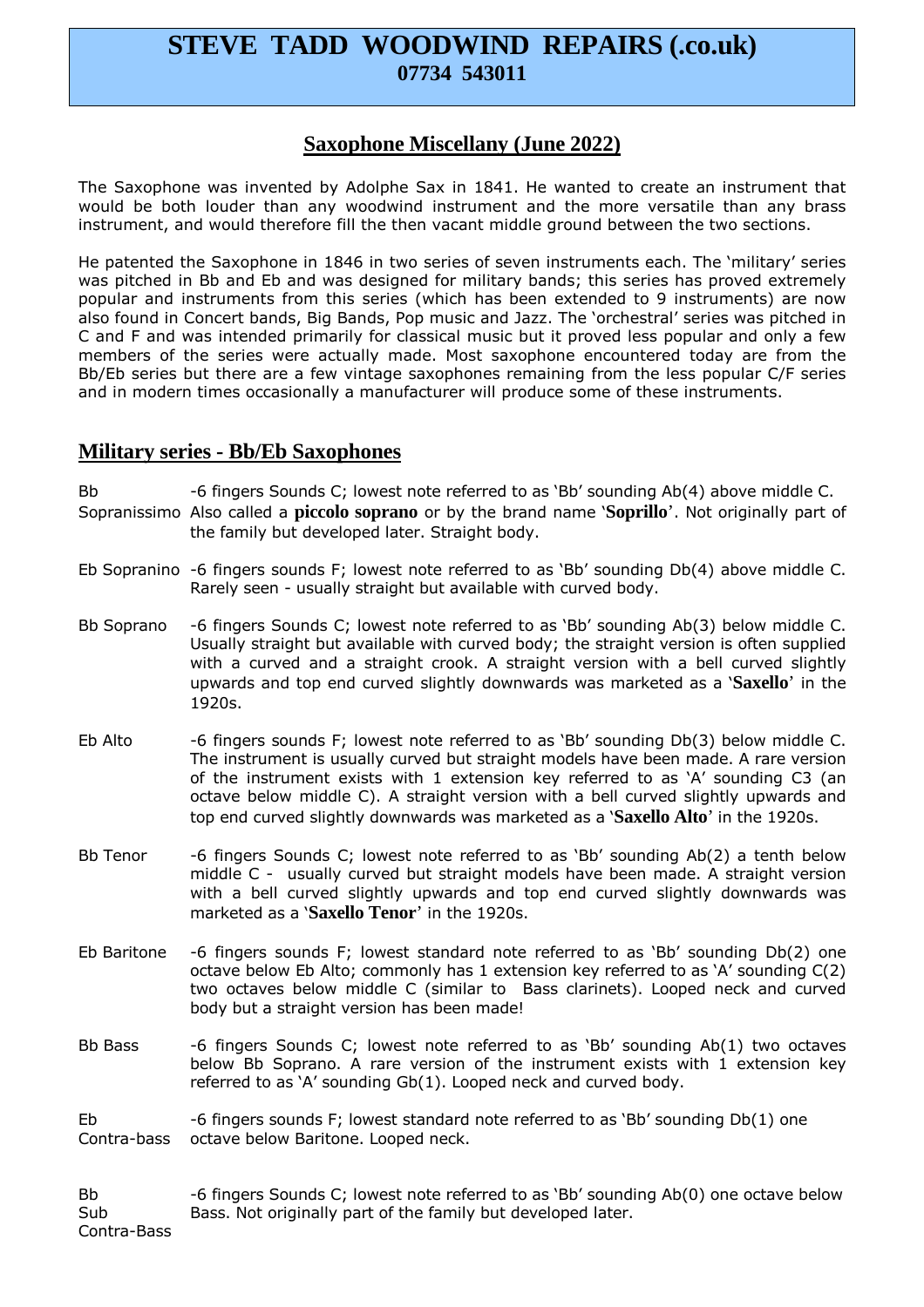# STEVE TADD WOODWIND REPAIRS (.co.uk)
**07734 543011**

## Saxophone Miscellany (June 2022)

The Saxophone was invented by Adolphe Sax in 1841. He wanted to create an instrument that would be both louder than any woodwind instrument and the more versatile than any brass instrument, and would therefore fill the then vacant middle ground between the two sections.

He patented the Saxophone in 1846 in two series of seven instruments each. The 'military' series was pitched in Bb and Eb and was designed for military bands; this series has proved extremely popular and instruments from this series (which has been extended to 9 instruments) are now also found in Concert bands, Big Bands, Pop music and Jazz. The 'orchestral' series was pitched in C and F and was intended primarily for classical music but it proved less popular and only a few members of the series were actually made. Most saxophone encountered today are from the Bb/Eb series but there are a few vintage saxophones remaining from the less popular C/F series and in modern times occasionally a manufacturer will produce some of these instruments.

## Military series - Bb/Eb Saxophones

**Bb Sopranissimo** -6 fingers Sounds C; lowest note referred to as 'Bb' sounding Ab(4) above middle C. Also called a **piccolo soprano** or by the brand name '**Soprillo**'. Not originally part of the family but developed later. Straight body.

**Eb Sopranino** -6 fingers sounds F; lowest note referred to as 'Bb' sounding Db(4) above middle C. Rarely seen - usually straight but available with curved body.

**Bb Soprano** -6 fingers Sounds C; lowest note referred to as 'Bb' sounding Ab(3) below middle C. Usually straight but available with curved body; the straight version is often supplied with a curved and a straight crook. A straight version with a bell curved slightly upwards and top end curved slightly downwards was marketed as a '**Saxello**' in the 1920s.

**Eb Alto** -6 fingers sounds F; lowest note referred to as 'Bb' sounding Db(3) below middle C. The instrument is usually curved but straight models have been made. A rare version of the instrument exists with 1 extension key referred to as 'A' sounding C3 (an octave below middle C). A straight version with a bell curved slightly upwards and top end curved slightly downwards was marketed as a '**Saxello Alto**' in the 1920s.

**Bb Tenor** -6 fingers Sounds C; lowest note referred to as 'Bb' sounding Ab(2) a tenth below middle C - usually curved but straight models have been made. A straight version with a bell curved slightly upwards and top end curved slightly downwards was marketed as a '**Saxello Tenor**' in the 1920s.

**Eb Baritone** -6 fingers sounds F; lowest standard note referred to as 'Bb' sounding Db(2) one octave below Eb Alto; commonly has 1 extension key referred to as 'A' sounding C(2) two octaves below middle C (similar to Bass clarinets). Looped neck and curved body but a straight version has been made!

**Bb Bass** -6 fingers Sounds C; lowest note referred to as 'Bb' sounding Ab(1) two octaves below Bb Soprano. A rare version of the instrument exists with 1 extension key referred to as 'A' sounding Gb(1). Looped neck and curved body.

**Eb Contra-bass** -6 fingers sounds F; lowest standard note referred to as 'Bb' sounding Db(1) one octave below Baritone. Looped neck.

**Bb Sub Contra-Bass** -6 fingers Sounds C; lowest note referred to as 'Bb' sounding Ab(0) one octave below Bass. Not originally part of the family but developed later.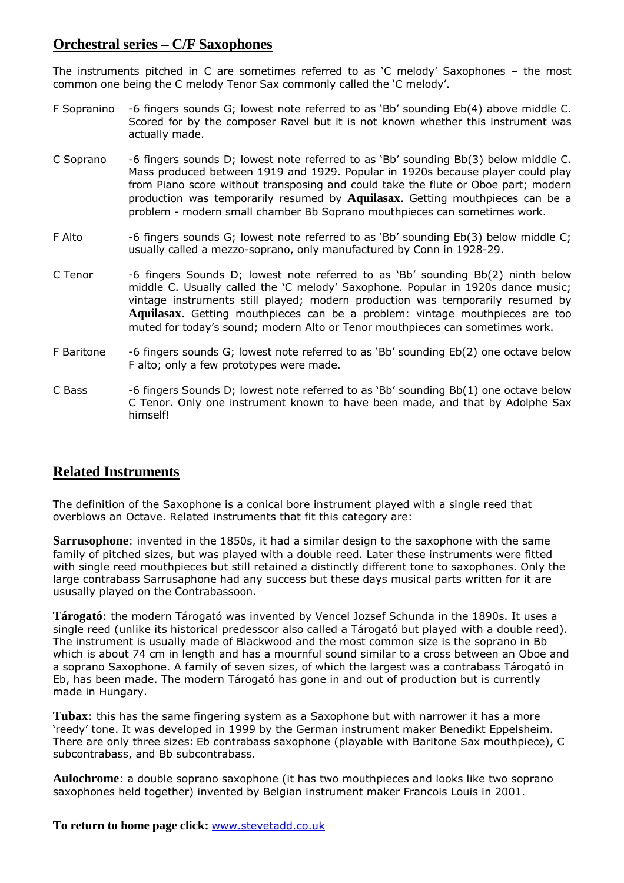## Orchestral series – C/F Saxophones

The instruments pitched in C are sometimes referred to as 'C melody' Saxophones – the most common one being the C melody Tenor Sax commonly called the 'C melody'.

| | |
|---|---|
| F Sopranino | -6 fingers sounds G; lowest note referred to as 'Bb' sounding Eb(4) above middle C. Scored for by the composer Ravel but it is not known whether this instrument was actually made. |
| C Soprano | -6 fingers sounds D; lowest note referred to as 'Bb' sounding Bb(3) below middle C. Mass produced between 1919 and 1929. Popular in 1920s because player could play from Piano score without transposing and could take the flute or Oboe part; modern production was temporarily resumed by **Aquilasax**. Getting mouthpieces can be a problem - modern small chamber Bb Soprano mouthpieces can sometimes work. |
| F Alto | -6 fingers sounds G; lowest note referred to as 'Bb' sounding Eb(3) below middle C; usually called a mezzo-soprano, only manufactured by Conn in 1928-29. |
| C Tenor | -6 fingers Sounds D; lowest note referred to as 'Bb' sounding Bb(2) ninth below middle C. Usually called the 'C melody' Saxophone. Popular in 1920s dance music; vintage instruments still played; modern production was temporarily resumed by **Aquilasax**. Getting mouthpieces can be a problem: vintage mouthpieces are too muted for today's sound; modern Alto or Tenor mouthpieces can sometimes work. |
| F Baritone | -6 fingers sounds G; lowest note referred to as 'Bb' sounding Eb(2) one octave below F alto; only a few prototypes were made. |
| C Bass | -6 fingers Sounds D; lowest note referred to as 'Bb' sounding Bb(1) one octave below C Tenor. Only one instrument known to have been made, and that by Adolphe Sax himself! |

## Related Instruments

The definition of the Saxophone is a conical bore instrument played with a single reed that overblows an Octave. Related instruments that fit this category are:

**Sarrusophone**: invented in the 1850s, it had a similar design to the saxophone with the same family of pitched sizes, but was played with a double reed. Later these instruments were fitted with single reed mouthpieces but still retained a distinctly different tone to saxophones. Only the large contrabass Sarrusaphone had any success but these days musical parts written for it are ususally played on the Contrabassoon.

**Tárogató**: the modern Tárogató was invented by Vencel Jozsef Schunda in the 1890s. It uses a single reed (unlike its historical predesscor also called a Tárogató but played with a double reed). The instrument is usually made of Blackwood and the most common size is the soprano in Bb which is about 74 cm in length and has a mournful sound similar to a cross between an Oboe and a soprano Saxophone. A family of seven sizes, of which the largest was a contrabass Tárogató in Eb, has been made. The modern Tárogató has gone in and out of production but is currently made in Hungary.

**Tubax**: this has the same fingering system as a Saxophone but with narrower it has a more 'reedy' tone. It was developed in 1999 by the German instrument maker Benedikt Eppelsheim. There are only three sizes: Eb contrabass saxophone (playable with Baritone Sax mouthpiece), C subcontrabass, and Bb subcontrabass.

**Aulochrome**: a double soprano saxophone (it has two mouthpieces and looks like two soprano saxophones held together) invented by Belgian instrument maker Francois Louis in 2001.

**To return to home page click:** www.stevetadd.co.uk